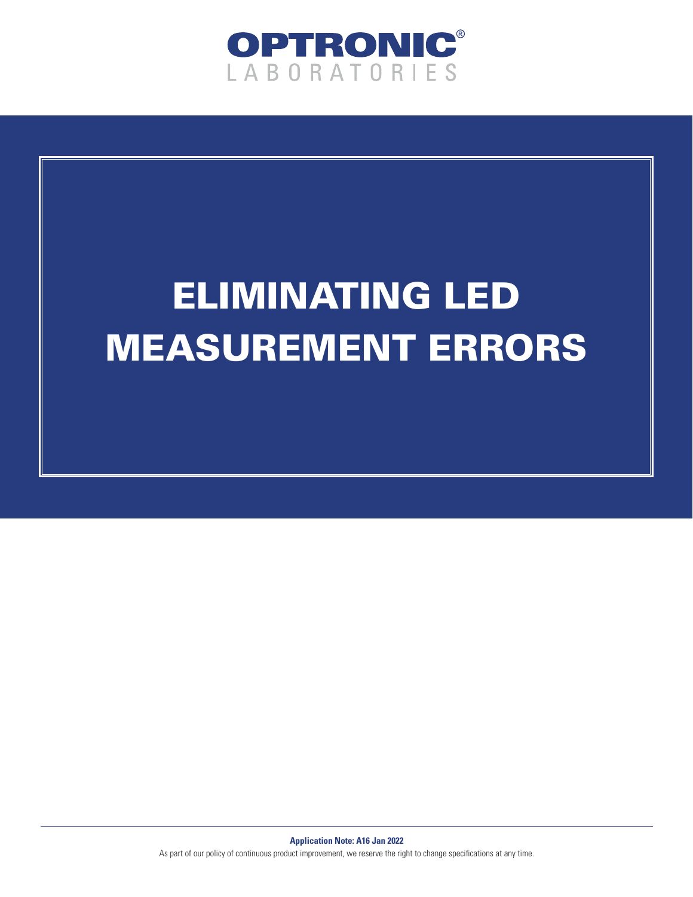**OPTRONIC®**
LABORATORIES

# ELIMINATING LED MEASUREMENT ERRORS

**Application Note: A16 Jan 2022**

As part of our policy of continuous product improvement, we reserve the right to change specifications at any time.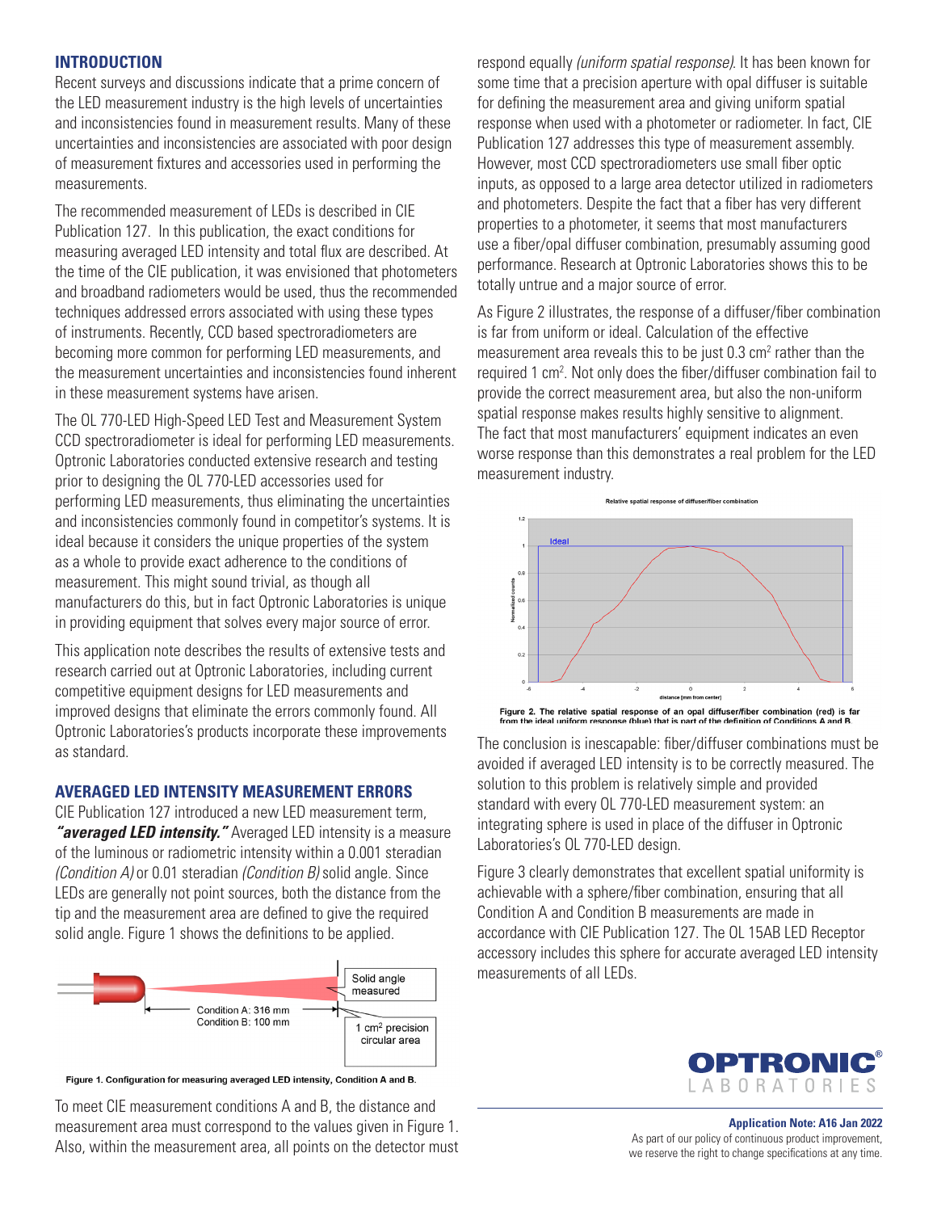## INTRODUCTION

Recent surveys and discussions indicate that a prime concern of the LED measurement industry is the high levels of uncertainties and inconsistencies found in measurement results. Many of these uncertainties and inconsistencies are associated with poor design of measurement fixtures and accessories used in performing the measurements.

The recommended measurement of LEDs is described in CIE Publication 127. In this publication, the exact conditions for measuring averaged LED intensity and total flux are described. At the time of the CIE publication, it was envisioned that photometers and broadband radiometers would be used, thus the recommended techniques addressed errors associated with using these types of instruments. Recently, CCD based spectroradiometers are becoming more common for performing LED measurements, and the measurement uncertainties and inconsistencies found inherent in these measurement systems have arisen.

The OL 770-LED High-Speed LED Test and Measurement System CCD spectroradiometer is ideal for performing LED measurements. Optronic Laboratories conducted extensive research and testing prior to designing the OL 770-LED accessories used for performing LED measurements, thus eliminating the uncertainties and inconsistencies commonly found in competitor's systems. It is ideal because it considers the unique properties of the system as a whole to provide exact adherence to the conditions of measurement. This might sound trivial, as though all manufacturers do this, but in fact Optronic Laboratories is unique in providing equipment that solves every major source of error.

This application note describes the results of extensive tests and research carried out at Optronic Laboratories, including current competitive equipment designs for LED measurements and improved designs that eliminate the errors commonly found. All Optronic Laboratories's products incorporate these improvements as standard.

## AVERAGED LED INTENSITY MEASUREMENT ERRORS

CIE Publication 127 introduced a new LED measurement term, ***"averaged LED intensity."*** Averaged LED intensity is a measure of the luminous or radiometric intensity within a 0.001 steradian *(Condition A)* or 0.01 steradian *(Condition B)* solid angle. Since LEDs are generally not point sources, both the distance from the tip and the measurement area are defined to give the required solid angle. Figure 1 shows the definitions to be applied.

Solid angle measured

Condition A: 316 mm
Condition B: 100 mm

1 $cm^2$ precision circular area

**Figure 1. Configuration for measuring averaged LED intensity, Condition A and B.**

To meet CIE measurement conditions A and B, the distance and measurement area must correspond to the values given in Figure 1. Also, within the measurement area, all points on the detector must respond equally *(uniform spatial response)*. It has been known for some time that a precision aperture with opal diffuser is suitable for defining the measurement area and giving uniform spatial response when used with a photometer or radiometer. In fact, CIE Publication 127 addresses this type of measurement assembly. However, most CCD spectroradiometers use small fiber optic inputs, as opposed to a large area detector utilized in radiometers and photometers. Despite the fact that a fiber has very different properties to a photometer, it seems that most manufacturers use a fiber/opal diffuser combination, presumably assuming good performance. Research at Optronic Laboratories shows this to be totally untrue and a major source of error.

As Figure 2 illustrates, the response of a diffuser/fiber combination is far from uniform or ideal. Calculation of the effective measurement area reveals this to be just 0.3 $cm^2$ rather than the required 1 $cm^2$. Not only does the fiber/diffuser combination fail to provide the correct measurement area, but also the non-uniform spatial response makes results highly sensitive to alignment. The fact that most manufacturers' equipment indicates an even worse response than this demonstrates a real problem for the LED measurement industry.

**Figure 2. The relative spatial response of an opal diffuser/fiber combination (red) is far from the ideal uniform response (blue) that is part of the definition of Conditions A and B.**

The conclusion is inescapable: fiber/diffuser combinations must be avoided if averaged LED intensity is to be correctly measured. The solution to this problem is relatively simple and provided standard with every OL 770-LED measurement system: an integrating sphere is used in place of the diffuser in Optronic Laboratories's OL 770-LED design.

Figure 3 clearly demonstrates that excellent spatial uniformity is achievable with a sphere/fiber combination, ensuring that all Condition A and Condition B measurements are made in accordance with CIE Publication 127. The OL 15AB LED Receptor accessory includes this sphere for accurate averaged LED intensity measurements of all LEDs.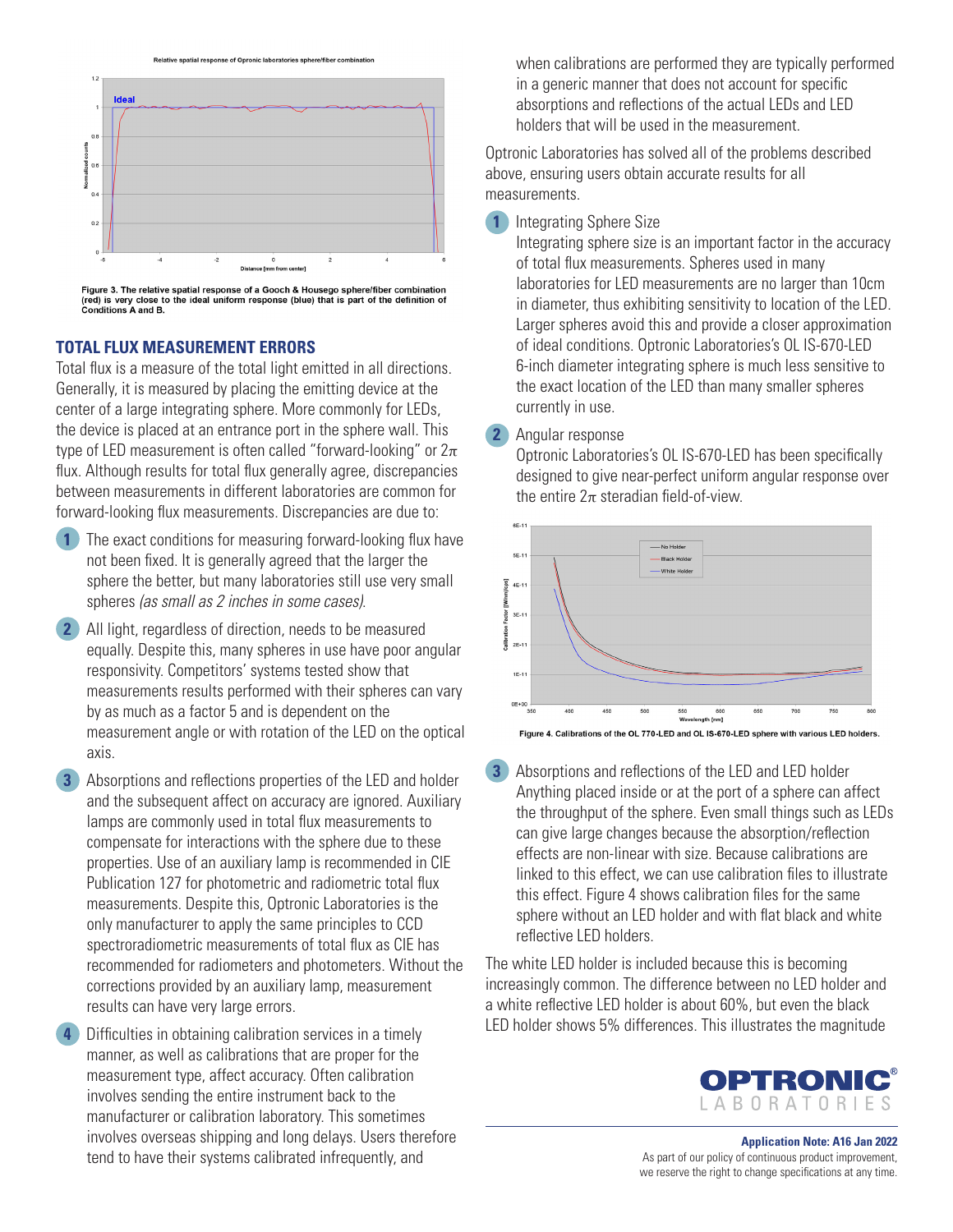Figure 3. The relative spatial response of a Gooch & Housego sphere/fiber combination (red) is very close to the ideal uniform response (blue) that is part of the definition of Conditions A and B.

## TOTAL FLUX MEASUREMENT ERRORS

Total flux is a measure of the total light emitted in all directions. Generally, it is measured by placing the emitting device at the center of a large integrating sphere. More commonly for LEDs, the device is placed at an entrance port in the sphere wall. This type of LED measurement is often called “forward-looking” or $2\pi$ flux. Although results for total flux generally agree, discrepancies between measurements in different laboratories are common for forward-looking flux measurements. Discrepancies are due to:

1. The exact conditions for measuring forward-looking flux have not been fixed. It is generally agreed that the larger the sphere the better, but many laboratories still use very small spheres *(as small as 2 inches in some cases)*.
2. All light, regardless of direction, needs to be measured equally. Despite this, many spheres in use have poor angular responsivity. Competitors’ systems tested show that measurements results performed with their spheres can vary by as much as a factor 5 and is dependent on the measurement angle or with rotation of the LED on the optical axis.
3. Absorptions and reflections properties of the LED and holder and the subsequent affect on accuracy are ignored. Auxiliary lamps are commonly used in total flux measurements to compensate for interactions with the sphere due to these properties. Use of an auxiliary lamp is recommended in CIE Publication 127 for photometric and radiometric total flux measurements. Despite this, Optronic Laboratories is the only manufacturer to apply the same principles to CCD spectroradiometric measurements of total flux as CIE has recommended for radiometers and photometers. Without the corrections provided by an auxiliary lamp, measurement results can have very large errors.
4. Difficulties in obtaining calibration services in a timely manner, as well as calibrations that are proper for the measurement type, affect accuracy. Often calibration involves sending the entire instrument back to the manufacturer or calibration laboratory. This sometimes involves overseas shipping and long delays. Users therefore tend to have their systems calibrated infrequently, and when calibrations are performed they are typically performed in a generic manner that does not account for specific absorptions and reflections of the actual LEDs and LED holders that will be used in the measurement.

Optronic Laboratories has solved all of the problems described above, ensuring users obtain accurate results for all measurements.

1. Integrating Sphere Size
   Integrating sphere size is an important factor in the accuracy of total flux measurements. Spheres used in many laboratories for LED measurements are no larger than 10cm in diameter, thus exhibiting sensitivity to location of the LED. Larger spheres avoid this and provide a closer approximation of ideal conditions. Optronic Laboratories’s OL IS-670-LED 6-inch diameter integrating sphere is much less sensitive to the exact location of the LED than many smaller spheres currently in use.
2. Angular response
   Optronic Laboratories’s OL IS-670-LED has been specifically designed to give near-perfect uniform angular response over the entire $2\pi$ steradian field-of-view.

Figure 4. Calibrations of the OL 770-LED and OL IS-670-LED sphere with various LED holders.

3. Absorptions and reflections of the LED and LED holder
   Anything placed inside or at the port of a sphere can affect the throughput of the sphere. Even small things such as LEDs can give large changes because the absorption/reflection effects are non-linear with size. Because calibrations are linked to this effect, we can use calibration files to illustrate this effect. Figure 4 shows calibration files for the same sphere without an LED holder and with flat black and white reflective LED holders.

The white LED holder is included because this is becoming increasingly common. The difference between no LED holder and a white reflective LED holder is about 60%, but even the black LED holder shows 5% differences. This illustrates the magnitude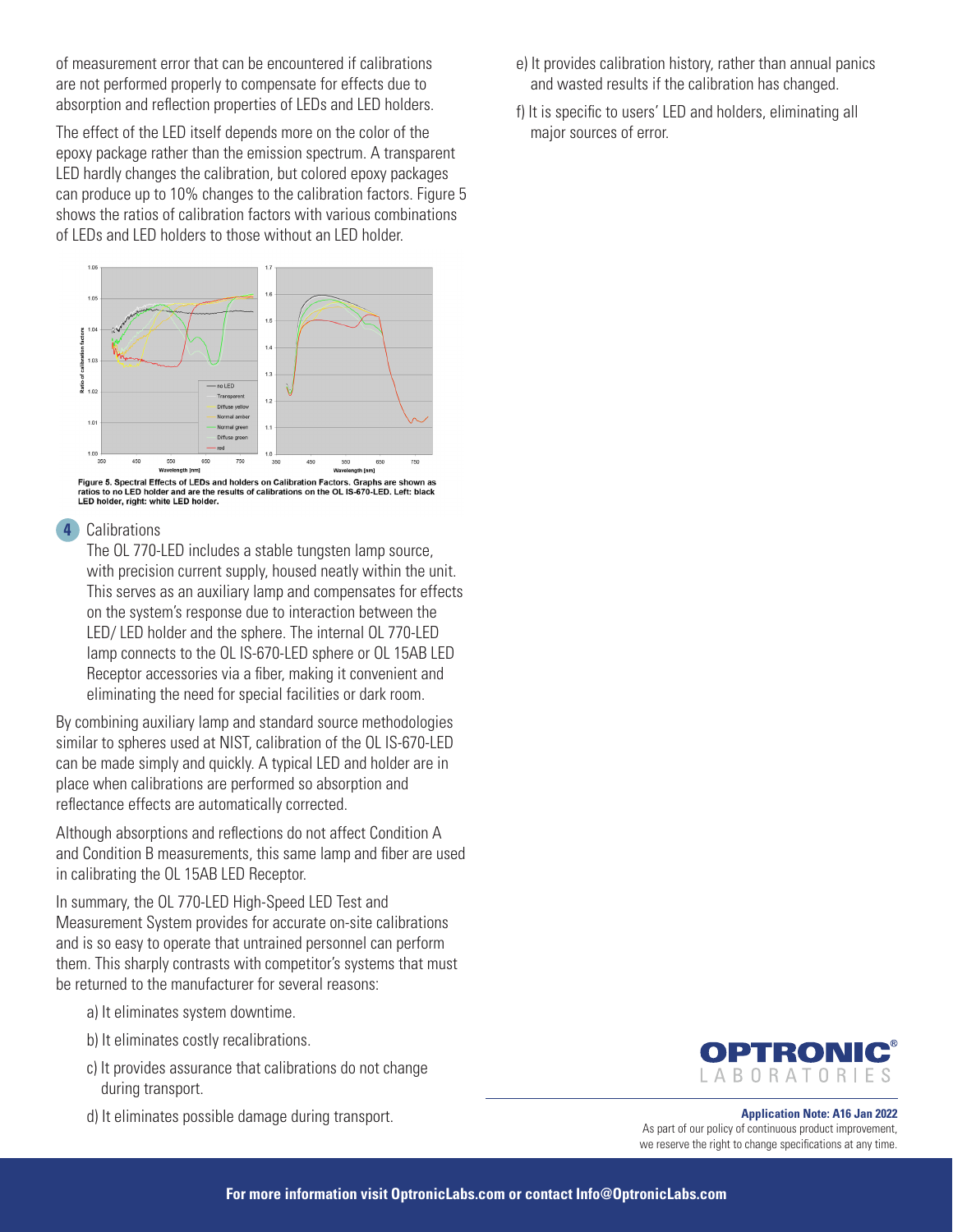of measurement error that can be encountered if calibrations are not performed properly to compensate for effects due to absorption and reflection properties of LEDs and LED holders.

The effect of the LED itself depends more on the color of the epoxy package rather than the emission spectrum. A transparent LED hardly changes the calibration, but colored epoxy packages can produce up to 10% changes to the calibration factors. Figure 5 shows the ratios of calibration factors with various combinations of LEDs and LED holders to those without an LED holder.

Ratio of calibration factors
1.06
1.05
1.04
1.03
1.02
1.01
1.00
350 450 550 650 750
Wavelength [nm]
no LED
Transparent
Diffuse yellow
Normal amber
Normal green
Diffuse green
red

1.7
1.6
1.5
1.4
1.3
1.2
1.1
1.0
350 450 550 650 750
Wavelength [nm]

**Figure 5. Spectral Effects of LEDs and holders on Calibration Factors. Graphs are shown as ratios to no LED holder and are the results of calibrations on the OL IS-670-LED. Left: black LED holder, right: white LED holder.**

## 4 Calibrations

The OL 770-LED includes a stable tungsten lamp source, with precision current supply, housed neatly within the unit. This serves as an auxiliary lamp and compensates for effects on the system's response due to interaction between the LED/ LED holder and the sphere. The internal OL 770-LED lamp connects to the OL IS-670-LED sphere or OL 15AB LED Receptor accessories via a fiber, making it convenient and eliminating the need for special facilities or dark room.

By combining auxiliary lamp and standard source methodologies similar to spheres used at NIST, calibration of the OL IS-670-LED can be made simply and quickly. A typical LED and holder are in place when calibrations are performed so absorption and reflectance effects are automatically corrected.

Although absorptions and reflections do not affect Condition A and Condition B measurements, this same lamp and fiber are used in calibrating the OL 15AB LED Receptor.

In summary, the OL 770-LED High-Speed LED Test and Measurement System provides for accurate on-site calibrations and is so easy to operate that untrained personnel can perform them. This sharply contrasts with competitor's systems that must be returned to the manufacturer for several reasons:

a) It eliminates system downtime.

b) It eliminates costly recalibrations.

c) It provides assurance that calibrations do not change during transport.

d) It eliminates possible damage during transport.

e) It provides calibration history, rather than annual panics and wasted results if the calibration has changed.

f) It is specific to users' LED and holders, eliminating all major sources of error.

OPTRONIC® LABORATORIES

**Application Note: A16 Jan 2022**
As part of our policy of continuous product improvement, we reserve the right to change specifications at any time.

**For more information visit OptronicLabs.com or contact Info@OptronicLabs.com**